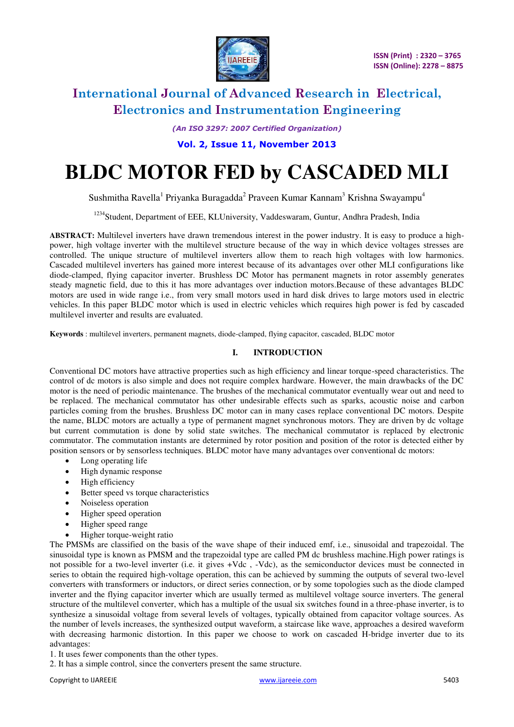# BLDC MOTOR FED by CASCADED MLI

Sushmitha Ravella[1] Priyanka Buragadda[2] Praveen Kumar Kannam[3] Krishna Swayampu[4]

[1234]Student, Department of EEE, KLUniversity, Vaddeswaram, Guntur, Andhra Pradesh, India

**ABSTRACT:** Multilevel inverters have drawn tremendous interest in the power industry. It is easy to produce a high-power, high voltage inverter with the multilevel structure because of the way in which device voltages stresses are controlled. The unique structure of multilevel inverters allow them to reach high voltages with low harmonics. Cascaded multilevel inverters has gained more interest because of its advantages over other MLI configurations like diode-clamped, flying capacitor inverter. Brushless DC Motor has permanent magnets in rotor assembly generates steady magnetic field, due to this it has more advantages over induction motors.Because of these advantages BLDC motors are used in wide range i.e., from very small motors used in hard disk drives to large motors used in electric vehicles. In this paper BLDC motor which is used in electric vehicles which requires high power is fed by cascaded multilevel inverter and results are evaluated.

**Keywords** : multilevel inverters, permanent magnets, diode-clamped, flying capacitor, cascaded, BLDC motor

## I. INTRODUCTION

Conventional DC motors have attractive properties such as high efficiency and linear torque-speed characteristics. The control of dc motors is also simple and does not require complex hardware. However, the main drawbacks of the DC motor is the need of periodic maintenance. The brushes of the mechanical commutator eventually wear out and need to be replaced. The mechanical commutator has other undesirable effects such as sparks, acoustic noise and carbon particles coming from the brushes. Brushless DC motor can in many cases replace conventional DC motors. Despite the name, BLDC motors are actually a type of permanent magnet synchronous motors. They are driven by dc voltage but current commutation is done by solid state switches. The mechanical commutator is replaced by electronic commutator. The commutation instants are determined by rotor position and position of the rotor is detected either by position sensors or by sensorless techniques. BLDC motor have many advantages over conventional dc motors:

- Long operating life
- High dynamic response
- High efficiency
- Better speed vs torque characteristics
- Noiseless operation
- Higher speed operation
- Higher speed range
- Higher torque-weight ratio

The PMSMs are classified on the basis of the wave shape of their induced emf, i.e., sinusoidal and trapezoidal. The sinusoidal type is known as PMSM and the trapezoidal type are called PM dc brushless machine.High power ratings is not possible for a two-level inverter (i.e. it gives +Vdc , -Vdc), as the semiconductor devices must be connected in series to obtain the required high-voltage operation, this can be achieved by summing the outputs of several two-level converters with transformers or inductors, or direct series connection, or by some topologies such as the diode clamped inverter and the flying capacitor inverter which are usually termed as multilevel voltage source inverters. The general structure of the multilevel converter, which has a multiple of the usual six switches found in a three-phase inverter, is to synthesize a sinusoidal voltage from several levels of voltages, typically obtained from capacitor voltage sources. As the number of levels increases, the synthesized output waveform, a staircase like wave, approaches a desired waveform with decreasing harmonic distortion. In this paper we choose to work on cascaded H-bridge inverter due to its advantages:

1. It uses fewer components than the other types.
2. It has a simple control, since the converters present the same structure.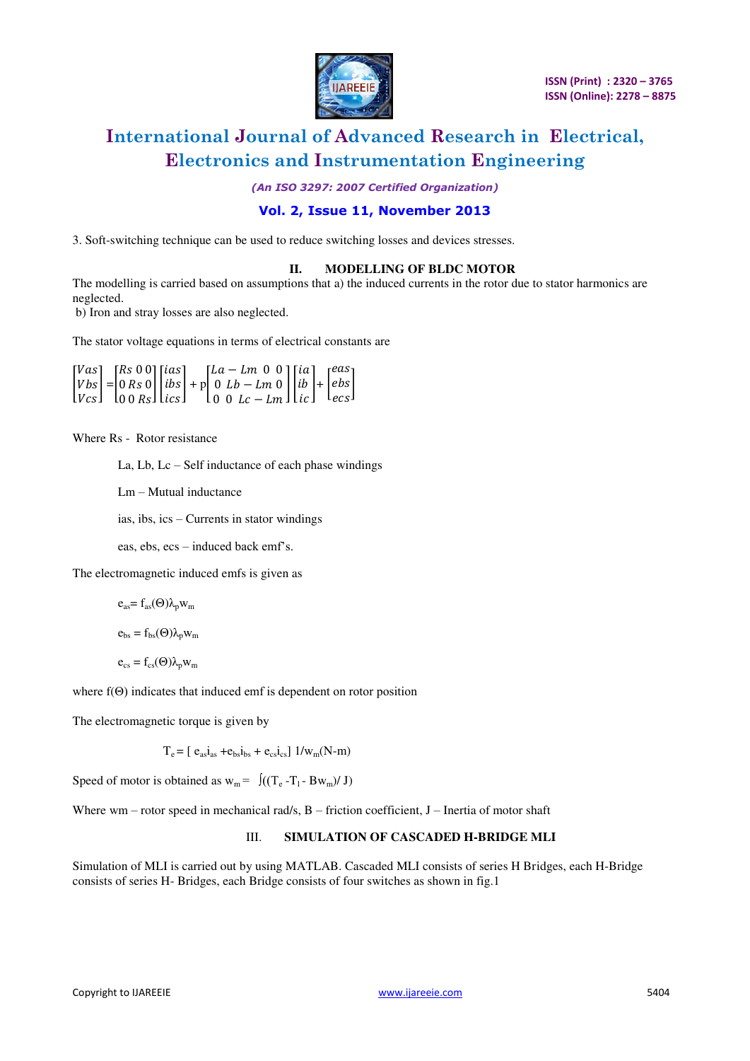3. Soft-switching technique can be used to reduce switching losses and devices stresses.

## II. MODELLING OF BLDC MOTOR

The modelling is carried based on assumptions that a) the induced currents in the rotor due to stator harmonics are neglected.

b) Iron and stray losses are also neglected.

The stator voltage equations in terms of electrical constants are

$$\begin{bmatrix} Vas \\ Vbs \\ Vcs \end{bmatrix} = \begin{bmatrix} Rs & 0 & 0 \\ 0 & Rs & 0 \\ 0 & 0 & Rs \end{bmatrix} \begin{bmatrix} ias \\ ibs \\ ics \end{bmatrix} + p \begin{bmatrix} La - Lm & 0 & 0 \\ 0 & Lb - Lm & 0 \\ 0 & 0 & Lc - Lm \end{bmatrix} \begin{bmatrix} ia \\ ib \\ ic \end{bmatrix} + \begin{bmatrix} eas \\ ebs \\ ecs \end{bmatrix}$$

Where Rs - Rotor resistance

La, Lb, Lc – Self inductance of each phase windings

Lm – Mutual inductance

ias, ibs, ics – Currents in stator windings

eas, ebs, ecs – induced back emf's.

The electromagnetic induced emfs is given as

$$e_{as} = f_{as}(\Theta)\lambda_p w_m$$

$$e_{bs} = f_{bs}(\Theta)\lambda_p w_m$$

$$e_{cs} = f_{cs}(\Theta)\lambda_p w_m$$

where $f(\Theta)$ indicates that induced emf is dependent on rotor position

The electromagnetic torque is given by

$$T_e = [\, e_{as}i_{as} + e_{bs}i_{bs} + e_{cs}i_{cs}]\ 1/w_m (\text{N-m})$$

Speed of motor is obtained as $w_m = \int((T_e - T_l - Bw_m)/ J)$

Where wm – rotor speed in mechanical rad/s, B – friction coefficient, J – Inertia of motor shaft

## III. SIMULATION OF CASCADED H-BRIDGE MLI

Simulation of MLI is carried out by using MATLAB. Cascaded MLI consists of series H Bridges, each H-Bridge consists of series H- Bridges, each Bridge consists of four switches as shown in fig.1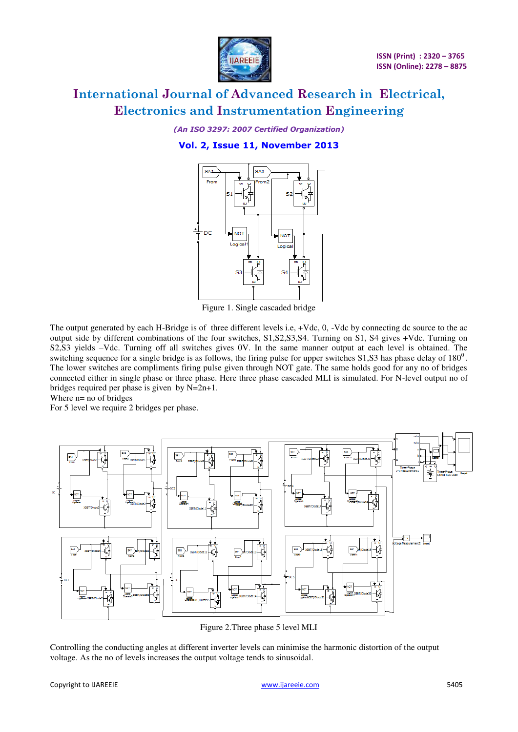Figure 1. Single cascaded bridge

The output generated by each H-Bridge is of three different levels i.e, +Vdc, 0, -Vdc by connecting dc source to the ac output side by different combinations of the four switches, S1,S2,S3,S4. Turning on S1, S4 gives +Vdc. Turning on S2,S3 yields –Vdc. Turning off all switches gives 0V. In the same manner output at each level is obtained. The switching sequence for a single bridge is as follows, the firing pulse for upper switches S1,S3 has phase delay of $180^0$. The lower switches are compliments firing pulse given through NOT gate. The same holds good for any no of bridges connected either in single phase or three phase. Here three phase cascaded MLI is simulated. For N-level output no of bridges required per phase is given by N=2n+1.

Where n= no of bridges

For 5 level we require 2 bridges per phase.

Figure 2.Three phase 5 level MLI

Controlling the conducting angles at different inverter levels can minimise the harmonic distortion of the output voltage. As the no of levels increases the output voltage tends to sinusoidal.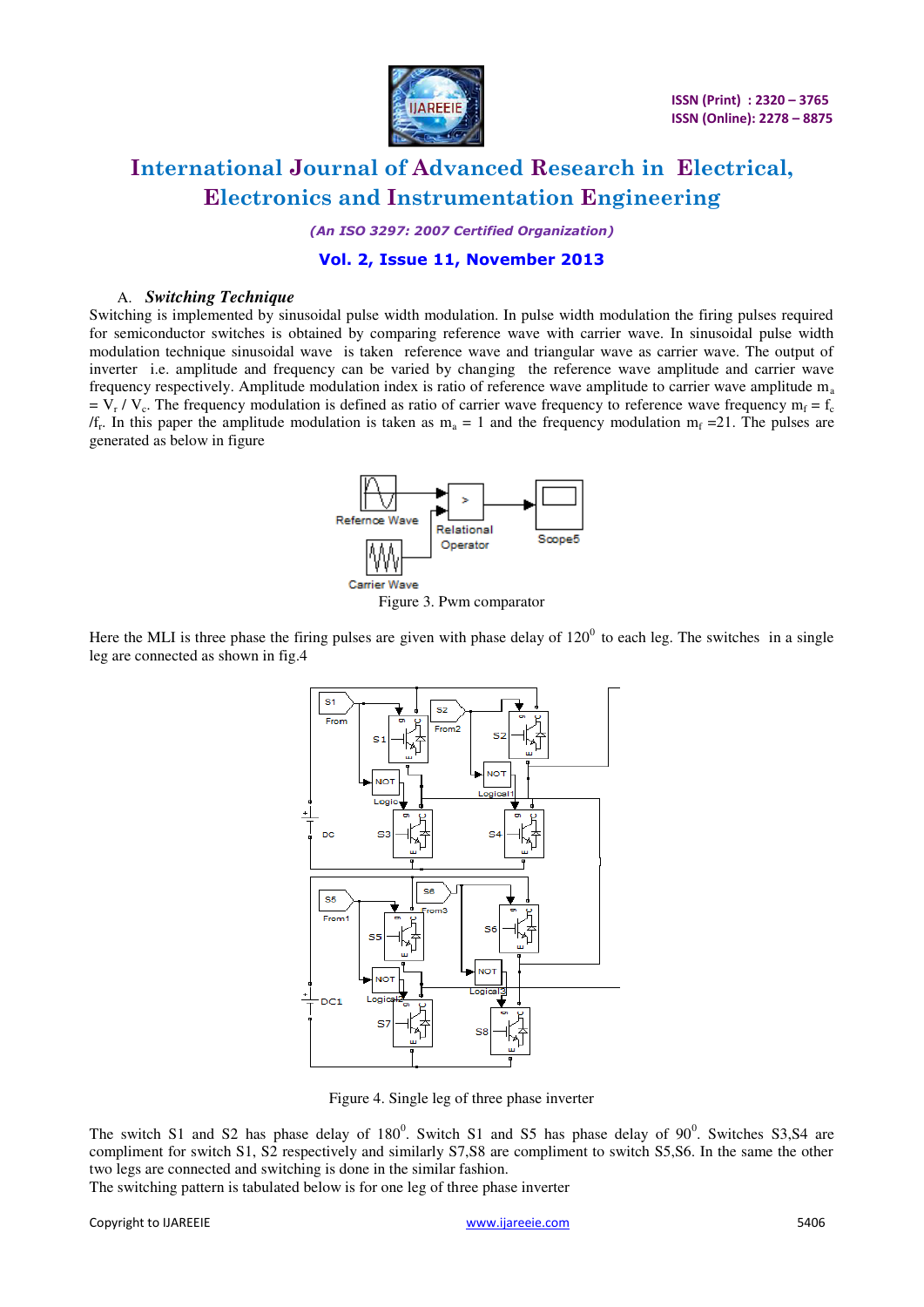### A. *Switching Technique*

Switching is implemented by sinusoidal pulse width modulation. In pulse width modulation the firing pulses required for semiconductor switches is obtained by comparing reference wave with carrier wave. In sinusoidal pulse width modulation technique sinusoidal wave is taken reference wave and triangular wave as carrier wave. The output of inverter i.e. amplitude and frequency can be varied by changing the reference wave amplitude and carrier wave frequency respectively. Amplitude modulation index is ratio of reference wave amplitude to carrier wave amplitude $m_a = V_r / V_c$. The frequency modulation is defined as ratio of carrier wave frequency to reference wave frequency $m_f = f_c / f_r$. In this paper the amplitude modulation is taken as $m_a = 1$ and the frequency modulation $m_f = 21$. The pulses are generated as below in figure

Figure 3. Pwm comparator

Here the MLI is three phase the firing pulses are given with phase delay of $120^0$ to each leg. The switches in a single leg are connected as shown in fig.4

Figure 4. Single leg of three phase inverter

The switch S1 and S2 has phase delay of $180^0$. Switch S1 and S5 has phase delay of $90^0$. Switches S3,S4 are compliment for switch S1, S2 respectively and similarly S7,S8 are compliment to switch S5,S6. In the same the other two legs are connected and switching is done in the similar fashion.
The switching pattern is tabulated below is for one leg of three phase inverter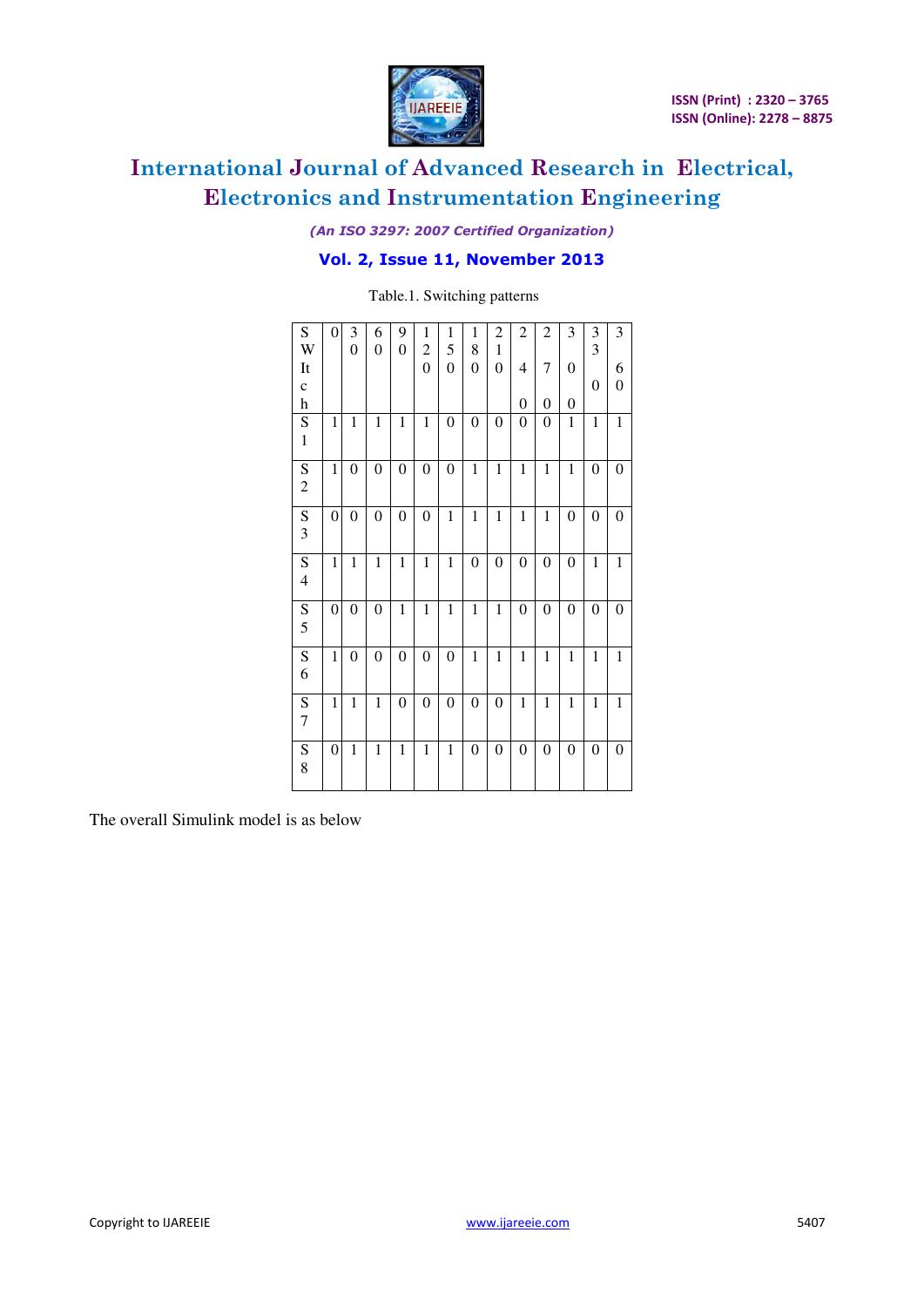Table.1. Switching patterns

| Switch | 0 | 30 | 60 | 90 | 120 | 150 | 180 | 210 | 240 | 270 | 300 | 330 | 360 |
|---|---|---|---|---|---|---|---|---|---|---|---|---|---|
| S1 | 1 | 1 | 1 | 1 | 1 | 0 | 0 | 0 | 0 | 0 | 1 | 1 | 1 |
| S2 | 1 | 0 | 0 | 0 | 0 | 0 | 1 | 1 | 1 | 1 | 1 | 0 | 0 |
| S3 | 0 | 0 | 0 | 0 | 0 | 1 | 1 | 1 | 1 | 1 | 0 | 0 | 0 |
| S4 | 1 | 1 | 1 | 1 | 1 | 1 | 0 | 0 | 0 | 0 | 0 | 1 | 1 |
| S5 | 0 | 0 | 0 | 1 | 1 | 1 | 1 | 1 | 0 | 0 | 0 | 0 | 0 |
| S6 | 1 | 0 | 0 | 0 | 0 | 0 | 1 | 1 | 1 | 1 | 1 | 1 | 1 |
| S7 | 1 | 1 | 1 | 0 | 0 | 0 | 0 | 0 | 1 | 1 | 1 | 1 | 1 |
| S8 | 0 | 1 | 1 | 1 | 1 | 1 | 0 | 0 | 0 | 0 | 0 | 0 | 0 |

The overall Simulink model is as below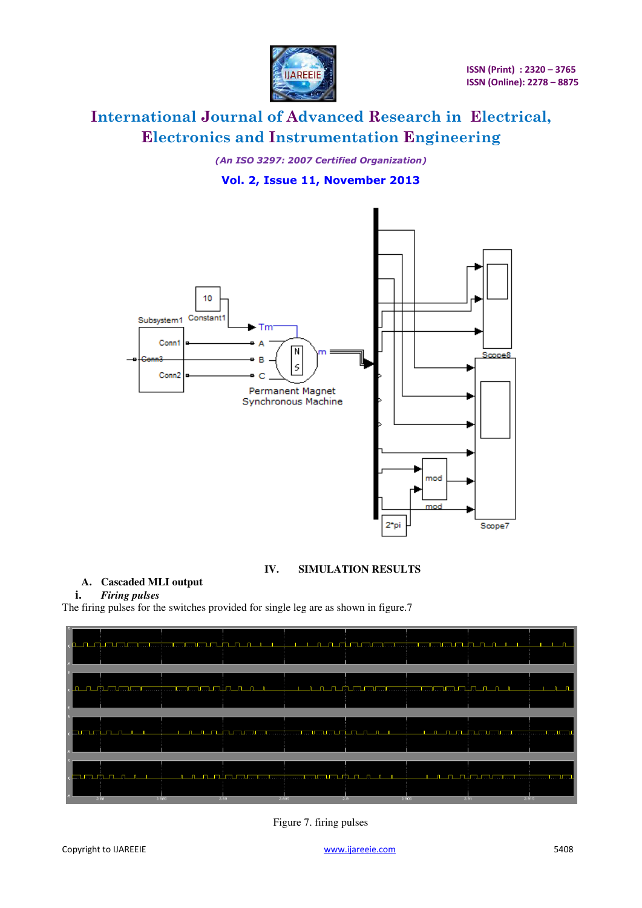## IV. SIMULATION RESULTS

### A. Cascaded MLI output

#### i. *Firing pulses*

The firing pulses for the switches provided for single leg are as shown in figure.7

Figure 7. firing pulses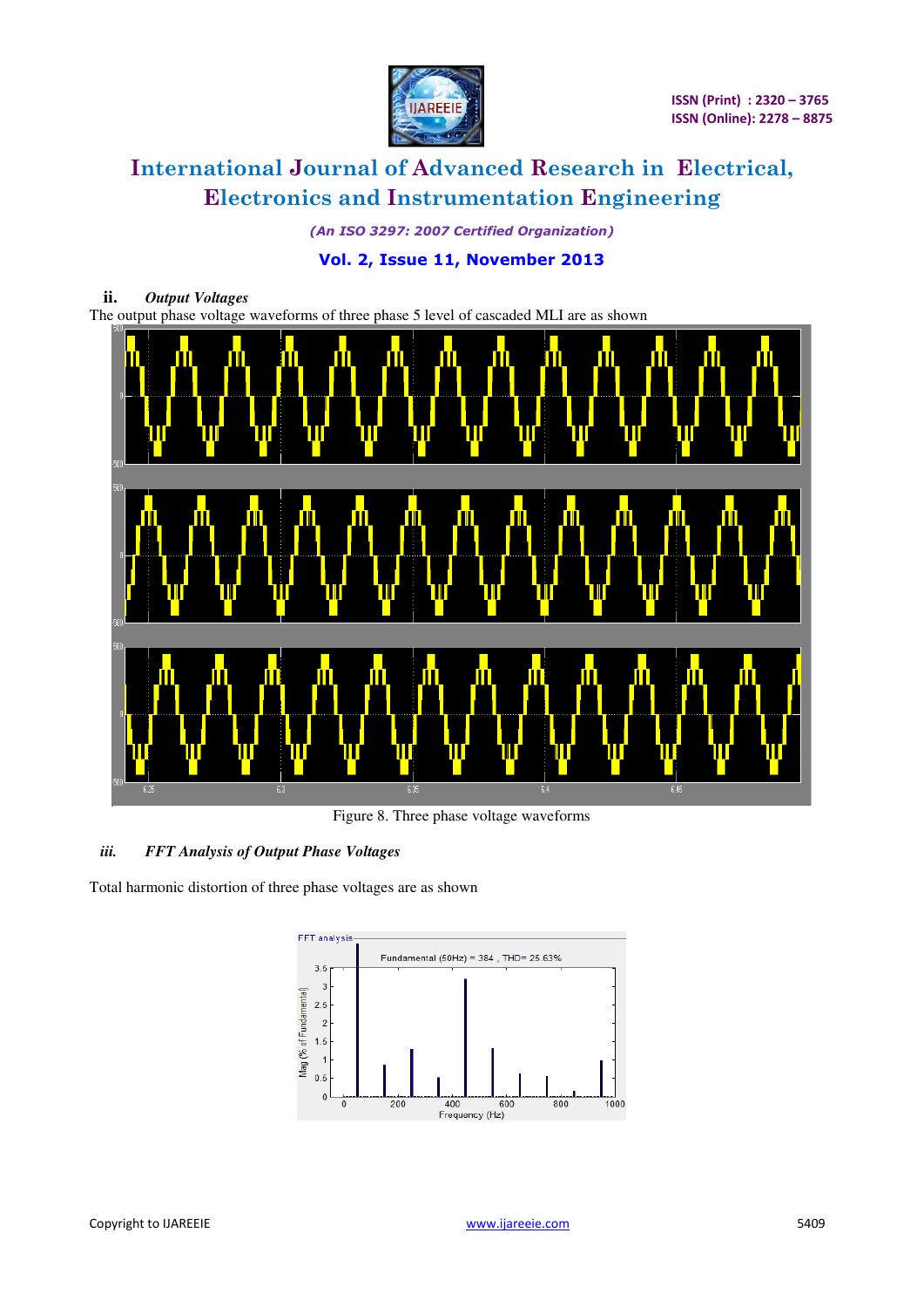### ii. *Output Voltages*

The output phase voltage waveforms of three phase 5 level of cascaded MLI are as shown

Figure 8. Three phase voltage waveforms

### *iii. FFT Analysis of Output Phase Voltages*

Total harmonic distortion of three phase voltages are as shown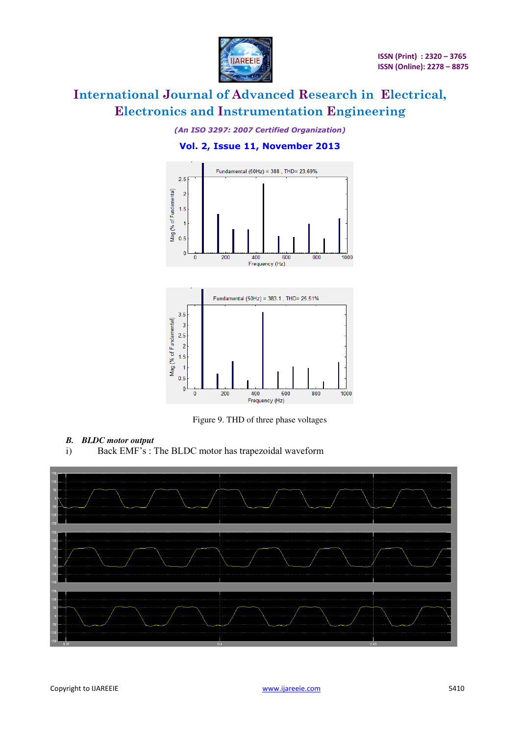Figure 9. THD of three phase voltages

### *B. BLDC motor output*

i) Back EMF's : The BLDC motor has trapezoidal waveform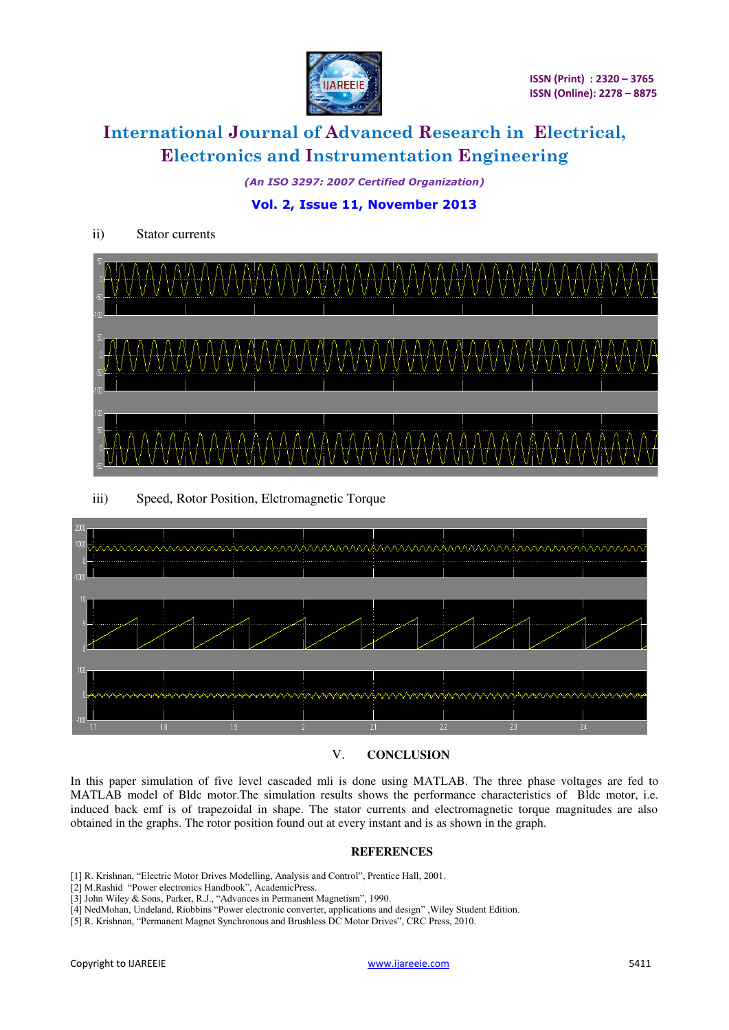ii) Stator currents

50
0
-50
-100

50
0
-50
-100

100
50
0
-50

iii) Speed, Rotor Position, Elctromagnetic Torque

2000
1000
0
-1000

10
5
0

100
0
-100

1.7 1.8 1.9 2 2.1 2.2 2.3 2.4

## V. CONCLUSION

In this paper simulation of five level cascaded mli is done using MATLAB. The three phase voltages are fed to MATLAB model of Bldc motor.The simulation results shows the performance characteristics of Bldc motor, i.e. induced back emf is of trapezoidal in shape. The stator currents and electromagnetic torque magnitudes are also obtained in the graphs. The rotor position found out at every instant and is as shown in the graph.

## REFERENCES

[1] R. Krishnan, "Electric Motor Drives Modelling, Analysis and Control", Prentice Hall, 2001.
[2] M.Rashid "Power electronics Handbook", AcademicPress.
[3] John Wiley & Sons, Parker, R.J., "Advances in Permanent Magnetism", 1990.
[4] NedMohan, Undeland, Riobbins "Power electronic converter, applications and design" ,Wiley Student Edition.
[5] R. Krishnan, "Permanent Magnet Synchronous and Brushless DC Motor Drives", CRC Press, 2010.